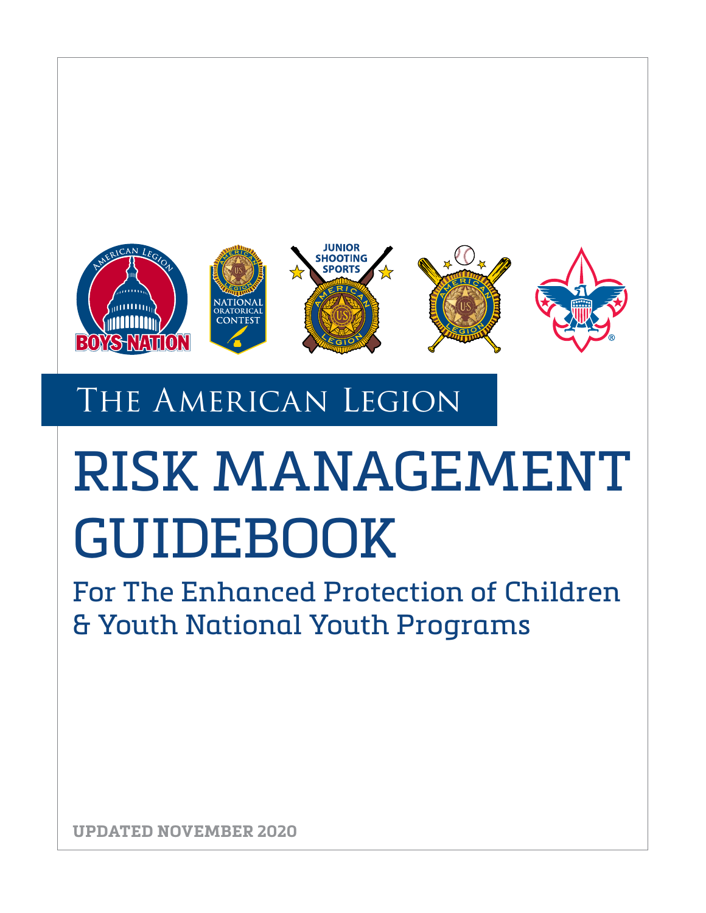The American Legion

# RISK MANAGEMENT GUIDEBOOK

## For The Enhanced Protection of Children & Youth National Youth Programs

**UPDATED NOVEMBER 2020**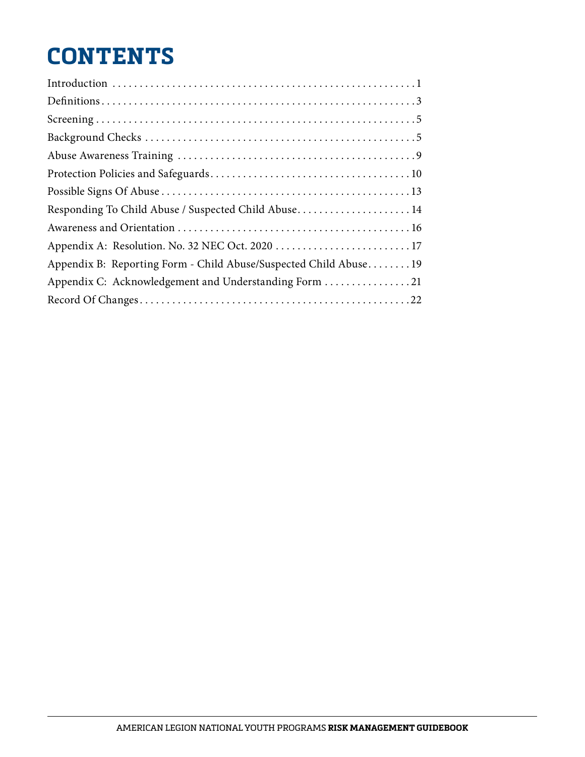# CONTENTS

Introduction . . . . . . . . . . . . . . . . . . . . . . . . . . . . . . . . . . . . . . . . . . . . . . . . . . . . . . . 1
Definitions . . . . . . . . . . . . . . . . . . . . . . . . . . . . . . . . . . . . . . . . . . . . . . . . . . . . . . . . 3
Screening . . . . . . . . . . . . . . . . . . . . . . . . . . . . . . . . . . . . . . . . . . . . . . . . . . . . . . . . . 5
Background Checks . . . . . . . . . . . . . . . . . . . . . . . . . . . . . . . . . . . . . . . . . . . . . . . . . 5
Abuse Awareness Training . . . . . . . . . . . . . . . . . . . . . . . . . . . . . . . . . . . . . . . . . . . 9
Protection Policies and Safeguards . . . . . . . . . . . . . . . . . . . . . . . . . . . . . . . . . . . . 10
Possible Signs Of Abuse . . . . . . . . . . . . . . . . . . . . . . . . . . . . . . . . . . . . . . . . . . . . . 13
Responding To Child Abuse / Suspected Child Abuse . . . . . . . . . . . . . . . . . . . . . 14
Awareness and Orientation . . . . . . . . . . . . . . . . . . . . . . . . . . . . . . . . . . . . . . . . . . 16
Appendix A: Resolution. No. 32 NEC Oct. 2020 . . . . . . . . . . . . . . . . . . . . . . . . . 17
Appendix B: Reporting Form - Child Abuse/Suspected Child Abuse . . . . . . . . 19
Appendix C: Acknowledgement and Understanding Form . . . . . . . . . . . . . . . . 21
Record Of Changes . . . . . . . . . . . . . . . . . . . . . . . . . . . . . . . . . . . . . . . . . . . . . . . . . 22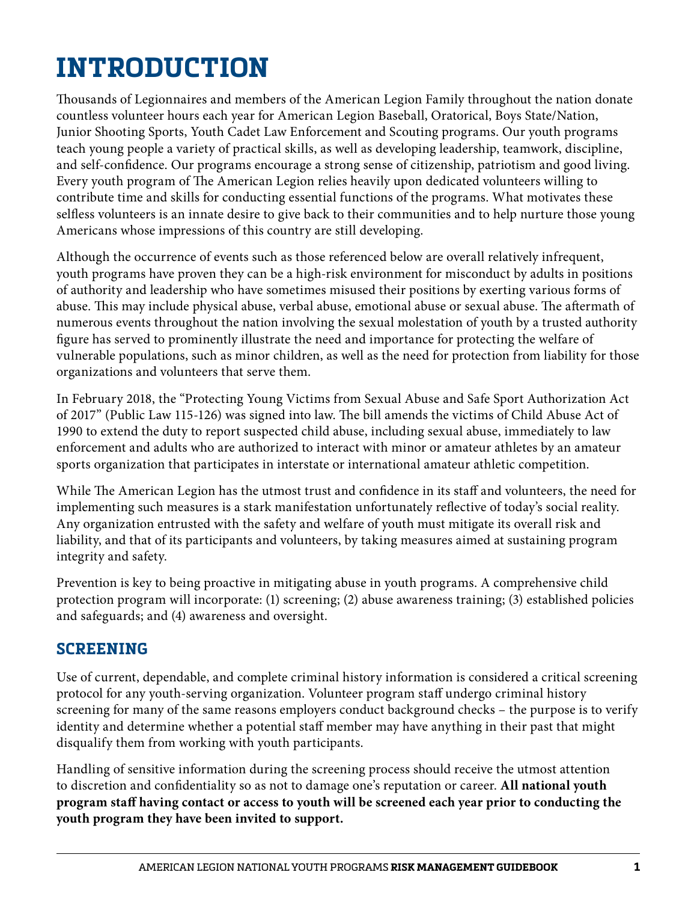# INTRODUCTION

Thousands of Legionnaires and members of the American Legion Family throughout the nation donate countless volunteer hours each year for American Legion Baseball, Oratorical, Boys State/Nation, Junior Shooting Sports, Youth Cadet Law Enforcement and Scouting programs. Our youth programs teach young people a variety of practical skills, as well as developing leadership, teamwork, discipline, and self-confidence. Our programs encourage a strong sense of citizenship, patriotism and good living. Every youth program of The American Legion relies heavily upon dedicated volunteers willing to contribute time and skills for conducting essential functions of the programs. What motivates these selfless volunteers is an innate desire to give back to their communities and to help nurture those young Americans whose impressions of this country are still developing.

Although the occurrence of events such as those referenced below are overall relatively infrequent, youth programs have proven they can be a high-risk environment for misconduct by adults in positions of authority and leadership who have sometimes misused their positions by exerting various forms of abuse. This may include physical abuse, verbal abuse, emotional abuse or sexual abuse. The aftermath of numerous events throughout the nation involving the sexual molestation of youth by a trusted authority figure has served to prominently illustrate the need and importance for protecting the welfare of vulnerable populations, such as minor children, as well as the need for protection from liability for those organizations and volunteers that serve them.

In February 2018, the "Protecting Young Victims from Sexual Abuse and Safe Sport Authorization Act of 2017" (Public Law 115-126) was signed into law. The bill amends the victims of Child Abuse Act of 1990 to extend the duty to report suspected child abuse, including sexual abuse, immediately to law enforcement and adults who are authorized to interact with minor or amateur athletes by an amateur sports organization that participates in interstate or international amateur athletic competition.

While The American Legion has the utmost trust and confidence in its staff and volunteers, the need for implementing such measures is a stark manifestation unfortunately reflective of today's social reality. Any organization entrusted with the safety and welfare of youth must mitigate its overall risk and liability, and that of its participants and volunteers, by taking measures aimed at sustaining program integrity and safety.

Prevention is key to being proactive in mitigating abuse in youth programs. A comprehensive child protection program will incorporate: (1) screening; (2) abuse awareness training; (3) established policies and safeguards; and (4) awareness and oversight.

## SCREENING

Use of current, dependable, and complete criminal history information is considered a critical screening protocol for any youth-serving organization. Volunteer program staff undergo criminal history screening for many of the same reasons employers conduct background checks – the purpose is to verify identity and determine whether a potential staff member may have anything in their past that might disqualify them from working with youth participants.

Handling of sensitive information during the screening process should receive the utmost attention to discretion and confidentiality so as not to damage one's reputation or career. **All national youth program staff having contact or access to youth will be screened each year prior to conducting the youth program they have been invited to support.**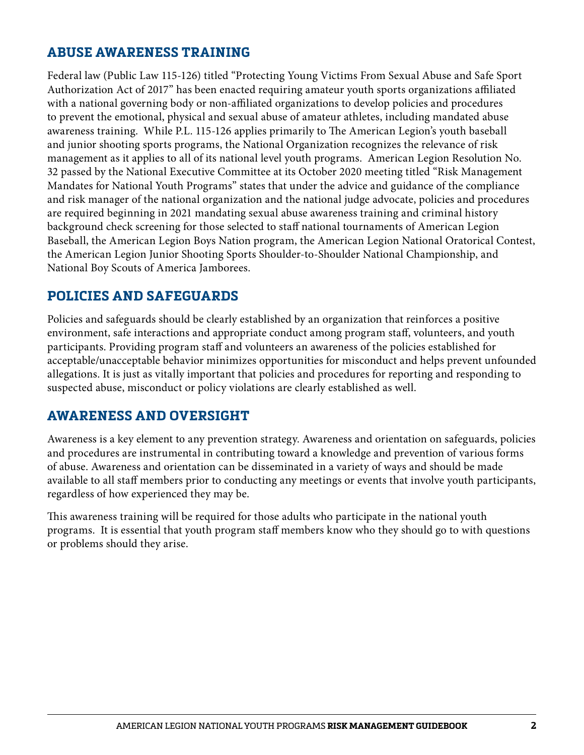## ABUSE AWARENESS TRAINING

Federal law (Public Law 115-126) titled "Protecting Young Victims From Sexual Abuse and Safe Sport Authorization Act of 2017" has been enacted requiring amateur youth sports organizations affiliated with a national governing body or non-affiliated organizations to develop policies and procedures to prevent the emotional, physical and sexual abuse of amateur athletes, including mandated abuse awareness training. While P.L. 115-126 applies primarily to The American Legion's youth baseball and junior shooting sports programs, the National Organization recognizes the relevance of risk management as it applies to all of its national level youth programs. American Legion Resolution No. 32 passed by the National Executive Committee at its October 2020 meeting titled "Risk Management Mandates for National Youth Programs" states that under the advice and guidance of the compliance and risk manager of the national organization and the national judge advocate, policies and procedures are required beginning in 2021 mandating sexual abuse awareness training and criminal history background check screening for those selected to staff national tournaments of American Legion Baseball, the American Legion Boys Nation program, the American Legion National Oratorical Contest, the American Legion Junior Shooting Sports Shoulder-to-Shoulder National Championship, and National Boy Scouts of America Jamborees.

## POLICIES AND SAFEGUARDS

Policies and safeguards should be clearly established by an organization that reinforces a positive environment, safe interactions and appropriate conduct among program staff, volunteers, and youth participants. Providing program staff and volunteers an awareness of the policies established for acceptable/unacceptable behavior minimizes opportunities for misconduct and helps prevent unfounded allegations. It is just as vitally important that policies and procedures for reporting and responding to suspected abuse, misconduct or policy violations are clearly established as well.

## AWARENESS AND OVERSIGHT

Awareness is a key element to any prevention strategy. Awareness and orientation on safeguards, policies and procedures are instrumental in contributing toward a knowledge and prevention of various forms of abuse. Awareness and orientation can be disseminated in a variety of ways and should be made available to all staff members prior to conducting any meetings or events that involve youth participants, regardless of how experienced they may be.

This awareness training will be required for those adults who participate in the national youth programs. It is essential that youth program staff members know who they should go to with questions or problems should they arise.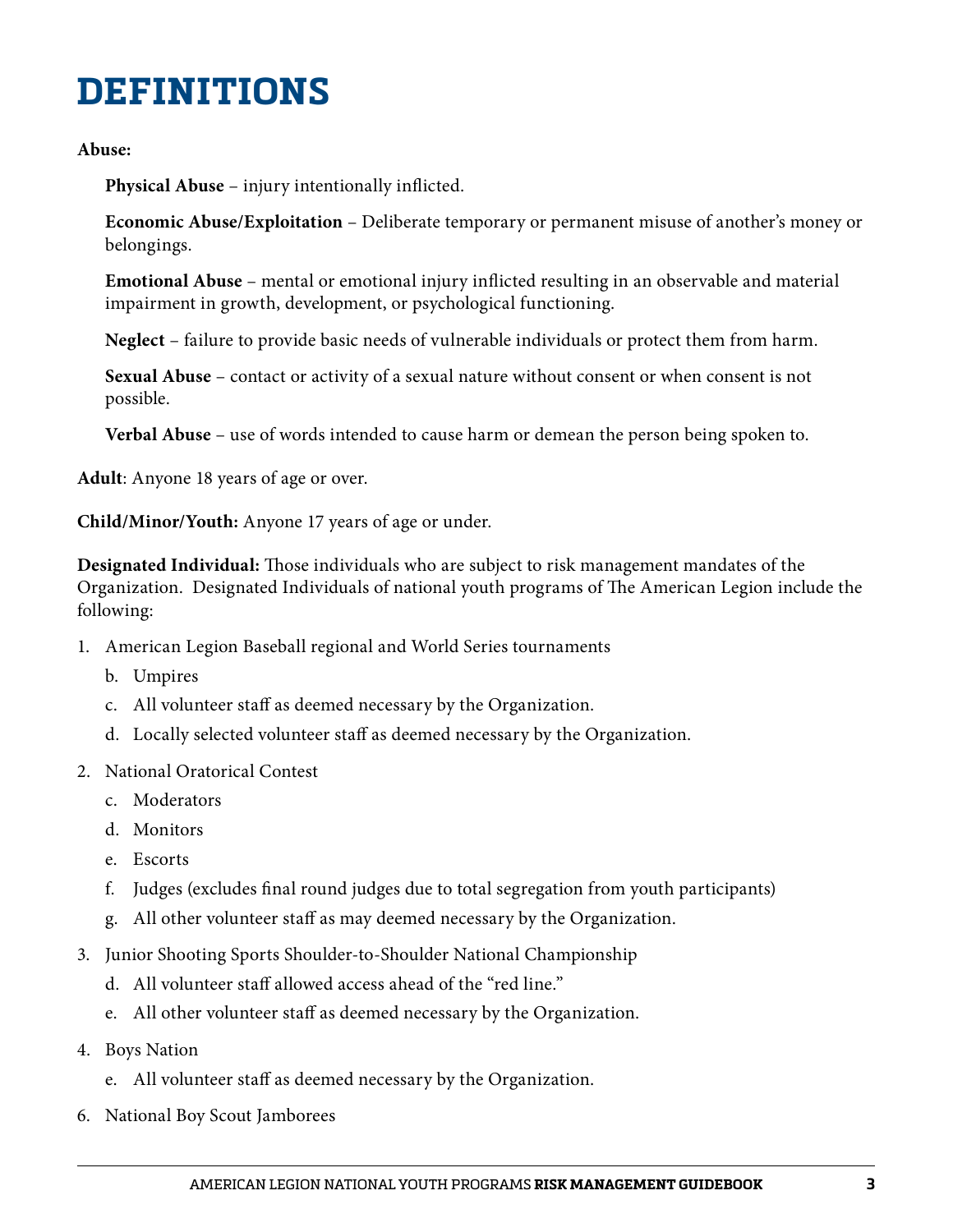# DEFINITIONS

**Abuse:**

**Physical Abuse** – injury intentionally inflicted.

**Economic Abuse/Exploitation** – Deliberate temporary or permanent misuse of another's money or belongings.

**Emotional Abuse** – mental or emotional injury inflicted resulting in an observable and material impairment in growth, development, or psychological functioning.

**Neglect** – failure to provide basic needs of vulnerable individuals or protect them from harm.

**Sexual Abuse** – contact or activity of a sexual nature without consent or when consent is not possible.

**Verbal Abuse** – use of words intended to cause harm or demean the person being spoken to.

**Adult**: Anyone 18 years of age or over.

**Child/Minor/Youth:** Anyone 17 years of age or under.

**Designated Individual:** Those individuals who are subject to risk management mandates of the Organization. Designated Individuals of national youth programs of The American Legion include the following:

1. American Legion Baseball regional and World Series tournaments
    - b. Umpires
    - c. All volunteer staff as deemed necessary by the Organization.
    - d. Locally selected volunteer staff as deemed necessary by the Organization.
2. National Oratorical Contest
    - c. Moderators
    - d. Monitors
    - e. Escorts
    - f. Judges (excludes final round judges due to total segregation from youth participants)
    - g. All other volunteer staff as may deemed necessary by the Organization.
3. Junior Shooting Sports Shoulder-to-Shoulder National Championship
    - d. All volunteer staff allowed access ahead of the "red line."
    - e. All other volunteer staff as deemed necessary by the Organization.
4. Boys Nation
    - e. All volunteer staff as deemed necessary by the Organization.

6. National Boy Scout Jamborees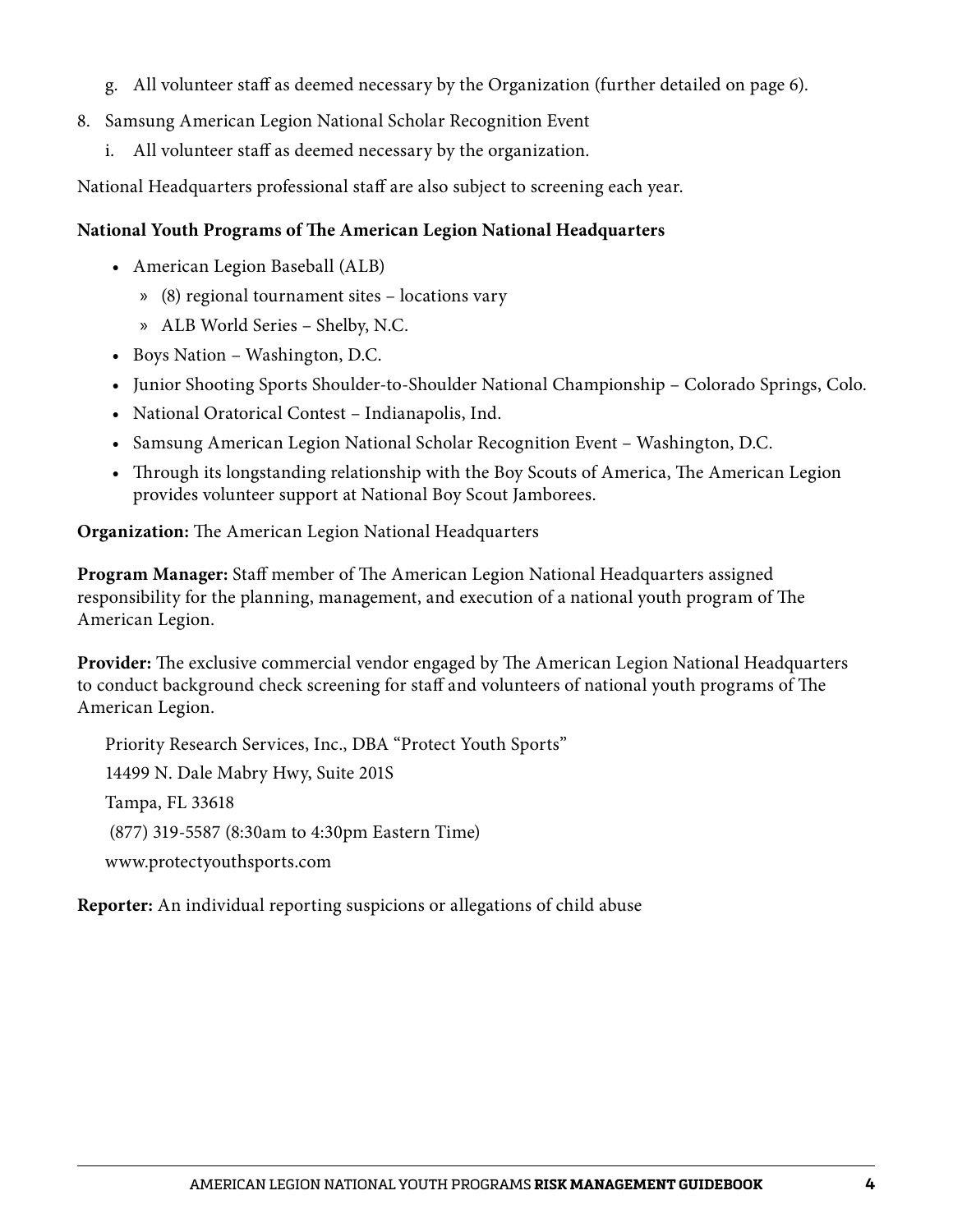g. All volunteer staff as deemed necessary by the Organization (further detailed on page 6).

8. Samsung American Legion National Scholar Recognition Event

   i. All volunteer staff as deemed necessary by the organization.

National Headquarters professional staff are also subject to screening each year.

**National Youth Programs of The American Legion National Headquarters**

- American Legion Baseball (ALB)
  - (8) regional tournament sites – locations vary
  - ALB World Series – Shelby, N.C.
- Boys Nation – Washington, D.C.
- Junior Shooting Sports Shoulder-to-Shoulder National Championship – Colorado Springs, Colo.
- National Oratorical Contest – Indianapolis, Ind.
- Samsung American Legion National Scholar Recognition Event – Washington, D.C.
- Through its longstanding relationship with the Boy Scouts of America, The American Legion provides volunteer support at National Boy Scout Jamborees.

**Organization:** The American Legion National Headquarters

**Program Manager:** Staff member of The American Legion National Headquarters assigned responsibility for the planning, management, and execution of a national youth program of The American Legion.

**Provider:** The exclusive commercial vendor engaged by The American Legion National Headquarters to conduct background check screening for staff and volunteers of national youth programs of The American Legion.

Priority Research Services, Inc., DBA "Protect Youth Sports"
14499 N. Dale Mabry Hwy, Suite 201S
Tampa, FL 33618
(877) 319-5587 (8:30am to 4:30pm Eastern Time)
www.protectyouthsports.com

**Reporter:** An individual reporting suspicions or allegations of child abuse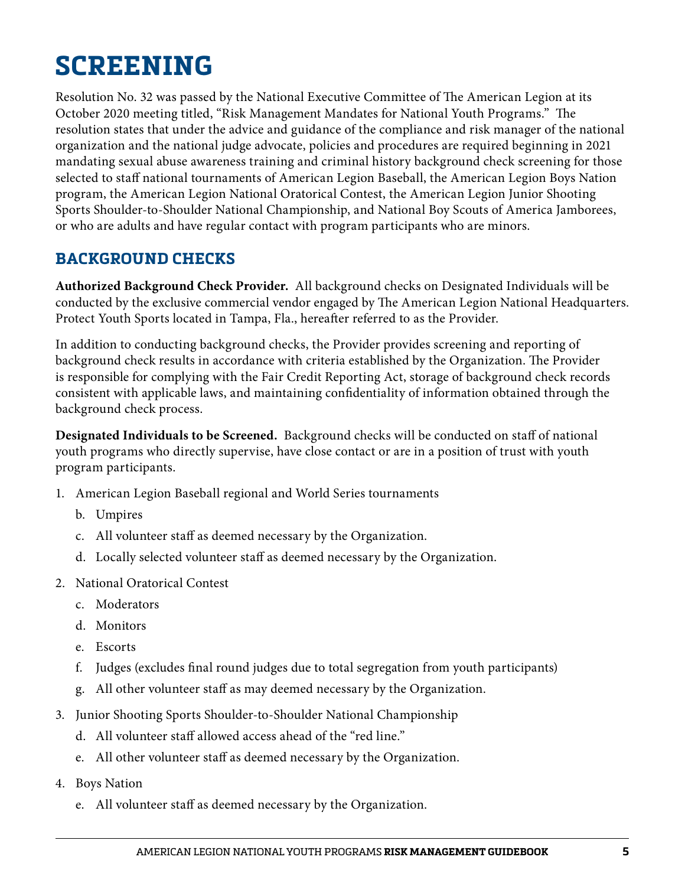# SCREENING

Resolution No. 32 was passed by the National Executive Committee of The American Legion at its October 2020 meeting titled, "Risk Management Mandates for National Youth Programs." The resolution states that under the advice and guidance of the compliance and risk manager of the national organization and the national judge advocate, policies and procedures are required beginning in 2021 mandating sexual abuse awareness training and criminal history background check screening for those selected to staff national tournaments of American Legion Baseball, the American Legion Boys Nation program, the American Legion National Oratorical Contest, the American Legion Junior Shooting Sports Shoulder-to-Shoulder National Championship, and National Boy Scouts of America Jamborees, or who are adults and have regular contact with program participants who are minors.

## BACKGROUND CHECKS

**Authorized Background Check Provider.** All background checks on Designated Individuals will be conducted by the exclusive commercial vendor engaged by The American Legion National Headquarters. Protect Youth Sports located in Tampa, Fla., hereafter referred to as the Provider.

In addition to conducting background checks, the Provider provides screening and reporting of background check results in accordance with criteria established by the Organization. The Provider is responsible for complying with the Fair Credit Reporting Act, storage of background check records consistent with applicable laws, and maintaining confidentiality of information obtained through the background check process.

**Designated Individuals to be Screened.** Background checks will be conducted on staff of national youth programs who directly supervise, have close contact or are in a position of trust with youth program participants.

1. American Legion Baseball regional and World Series tournaments
   - b. Umpires
   - c. All volunteer staff as deemed necessary by the Organization.
   - d. Locally selected volunteer staff as deemed necessary by the Organization.
2. National Oratorical Contest
   - c. Moderators
   - d. Monitors
   - e. Escorts
   - f. Judges (excludes final round judges due to total segregation from youth participants)
   - g. All other volunteer staff as may deemed necessary by the Organization.
3. Junior Shooting Sports Shoulder-to-Shoulder National Championship
   - d. All volunteer staff allowed access ahead of the "red line."
   - e. All other volunteer staff as deemed necessary by the Organization.
4. Boys Nation
   - e. All volunteer staff as deemed necessary by the Organization.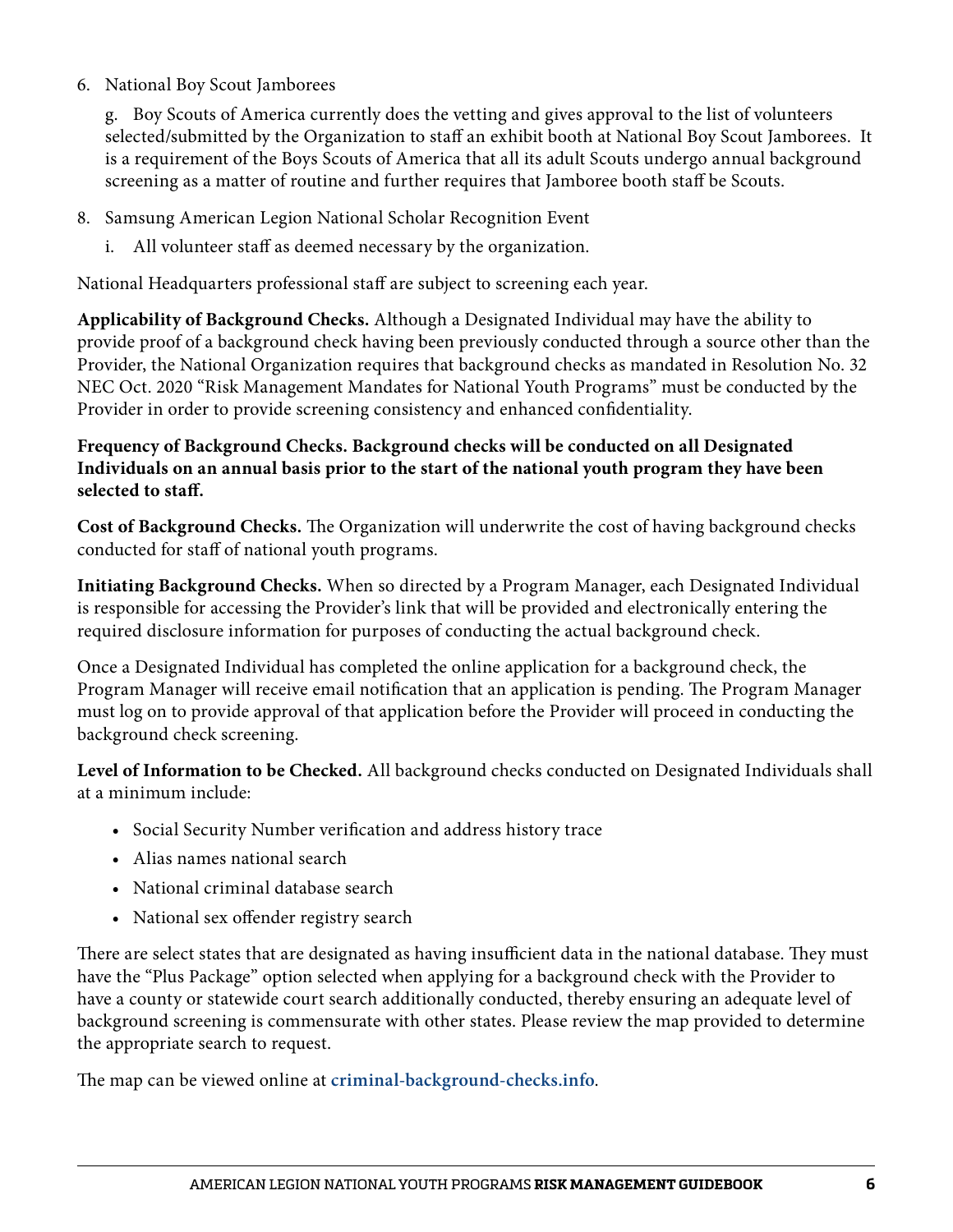6. National Boy Scout Jamborees

   g. Boy Scouts of America currently does the vetting and gives approval to the list of volunteers selected/submitted by the Organization to staff an exhibit booth at National Boy Scout Jamborees. It is a requirement of the Boys Scouts of America that all its adult Scouts undergo annual background screening as a matter of routine and further requires that Jamboree booth staff be Scouts.

8. Samsung American Legion National Scholar Recognition Event

   i. All volunteer staff as deemed necessary by the organization.

National Headquarters professional staff are subject to screening each year.

**Applicability of Background Checks.** Although a Designated Individual may have the ability to provide proof of a background check having been previously conducted through a source other than the Provider, the National Organization requires that background checks as mandated in Resolution No. 32 NEC Oct. 2020 “Risk Management Mandates for National Youth Programs” must be conducted by the Provider in order to provide screening consistency and enhanced confidentiality.

**Frequency of Background Checks. Background checks will be conducted on all Designated Individuals on an annual basis prior to the start of the national youth program they have been selected to staff.**

**Cost of Background Checks.** The Organization will underwrite the cost of having background checks conducted for staff of national youth programs.

**Initiating Background Checks.** When so directed by a Program Manager, each Designated Individual is responsible for accessing the Provider’s link that will be provided and electronically entering the required disclosure information for purposes of conducting the actual background check.

Once a Designated Individual has completed the online application for a background check, the Program Manager will receive email notification that an application is pending. The Program Manager must log on to provide approval of that application before the Provider will proceed in conducting the background check screening.

**Level of Information to be Checked.** All background checks conducted on Designated Individuals shall at a minimum include:

- Social Security Number verification and address history trace
- Alias names national search
- National criminal database search
- National sex offender registry search

There are select states that are designated as having insufficient data in the national database. They must have the “Plus Package” option selected when applying for a background check with the Provider to have a county or statewide court search additionally conducted, thereby ensuring an adequate level of background screening is commensurate with other states. Please review the map provided to determine the appropriate search to request.

The map can be viewed online at **criminal-background-checks.info**.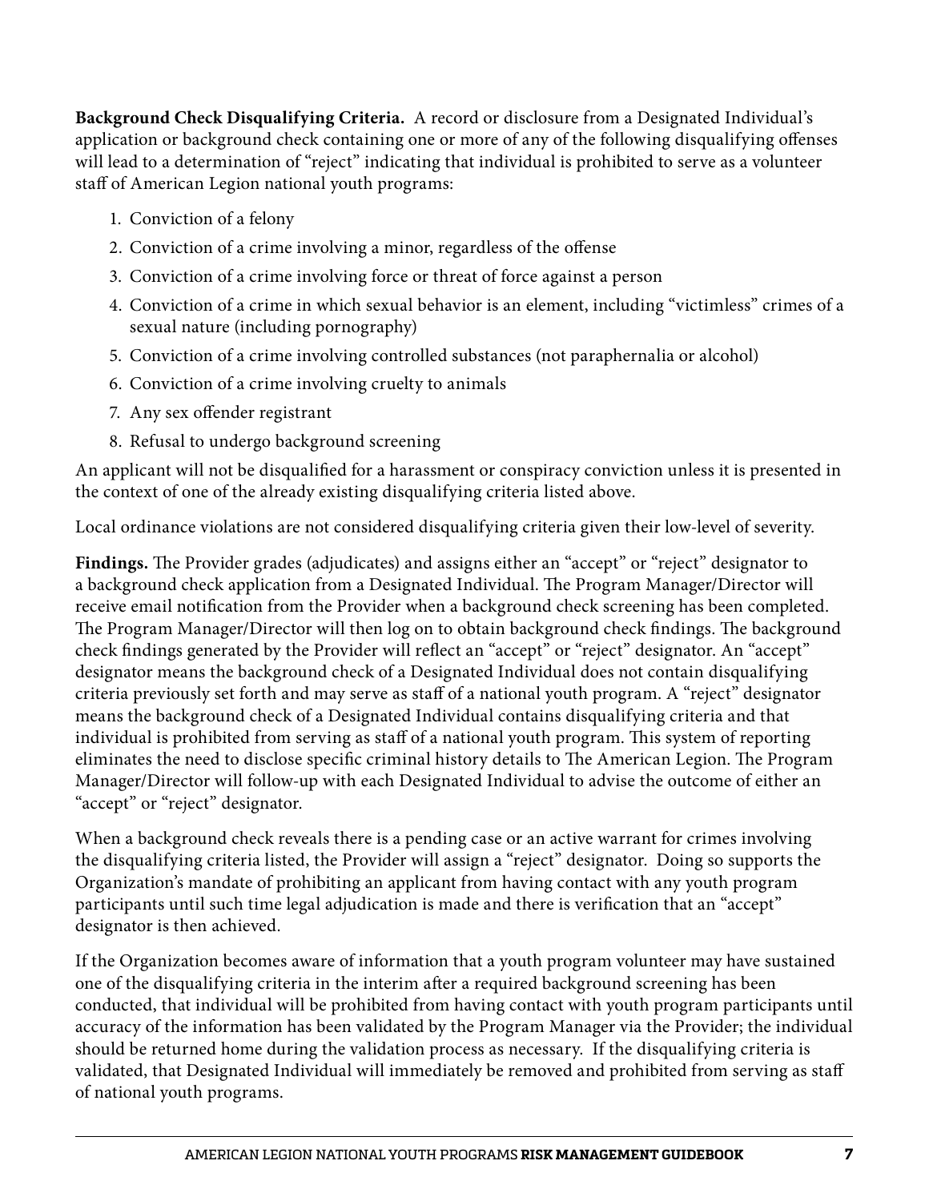**Background Check Disqualifying Criteria.** A record or disclosure from a Designated Individual's application or background check containing one or more of any of the following disqualifying offenses will lead to a determination of "reject" indicating that individual is prohibited to serve as a volunteer staff of American Legion national youth programs:

1. Conviction of a felony
2. Conviction of a crime involving a minor, regardless of the offense
3. Conviction of a crime involving force or threat of force against a person
4. Conviction of a crime in which sexual behavior is an element, including "victimless" crimes of a sexual nature (including pornography)
5. Conviction of a crime involving controlled substances (not paraphernalia or alcohol)
6. Conviction of a crime involving cruelty to animals
7. Any sex offender registrant
8. Refusal to undergo background screening

An applicant will not be disqualified for a harassment or conspiracy conviction unless it is presented in the context of one of the already existing disqualifying criteria listed above.

Local ordinance violations are not considered disqualifying criteria given their low-level of severity.

**Findings.** The Provider grades (adjudicates) and assigns either an "accept" or "reject" designator to a background check application from a Designated Individual. The Program Manager/Director will receive email notification from the Provider when a background check screening has been completed. The Program Manager/Director will then log on to obtain background check findings. The background check findings generated by the Provider will reflect an "accept" or "reject" designator. An "accept" designator means the background check of a Designated Individual does not contain disqualifying criteria previously set forth and may serve as staff of a national youth program. A "reject" designator means the background check of a Designated Individual contains disqualifying criteria and that individual is prohibited from serving as staff of a national youth program. This system of reporting eliminates the need to disclose specific criminal history details to The American Legion. The Program Manager/Director will follow-up with each Designated Individual to advise the outcome of either an "accept" or "reject" designator.

When a background check reveals there is a pending case or an active warrant for crimes involving the disqualifying criteria listed, the Provider will assign a "reject" designator. Doing so supports the Organization's mandate of prohibiting an applicant from having contact with any youth program participants until such time legal adjudication is made and there is verification that an "accept" designator is then achieved.

If the Organization becomes aware of information that a youth program volunteer may have sustained one of the disqualifying criteria in the interim after a required background screening has been conducted, that individual will be prohibited from having contact with youth program participants until accuracy of the information has been validated by the Program Manager via the Provider; the individual should be returned home during the validation process as necessary. If the disqualifying criteria is validated, that Designated Individual will immediately be removed and prohibited from serving as staff of national youth programs.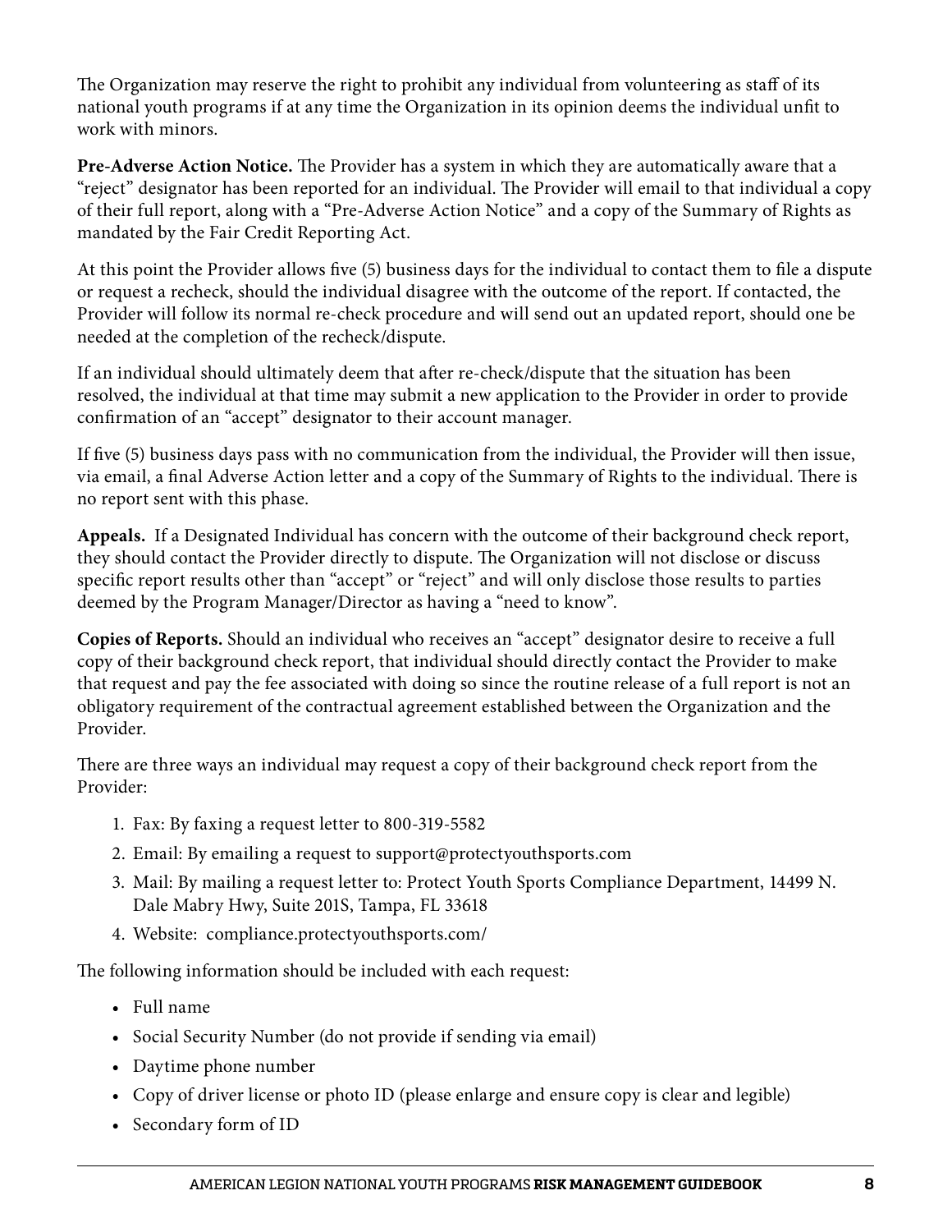The Organization may reserve the right to prohibit any individual from volunteering as staff of its national youth programs if at any time the Organization in its opinion deems the individual unfit to work with minors.

**Pre-Adverse Action Notice.** The Provider has a system in which they are automatically aware that a "reject" designator has been reported for an individual. The Provider will email to that individual a copy of their full report, along with a "Pre-Adverse Action Notice" and a copy of the Summary of Rights as mandated by the Fair Credit Reporting Act.

At this point the Provider allows five (5) business days for the individual to contact them to file a dispute or request a recheck, should the individual disagree with the outcome of the report. If contacted, the Provider will follow its normal re-check procedure and will send out an updated report, should one be needed at the completion of the recheck/dispute.

If an individual should ultimately deem that after re-check/dispute that the situation has been resolved, the individual at that time may submit a new application to the Provider in order to provide confirmation of an "accept" designator to their account manager.

If five (5) business days pass with no communication from the individual, the Provider will then issue, via email, a final Adverse Action letter and a copy of the Summary of Rights to the individual. There is no report sent with this phase.

**Appeals.** If a Designated Individual has concern with the outcome of their background check report, they should contact the Provider directly to dispute. The Organization will not disclose or discuss specific report results other than "accept" or "reject" and will only disclose those results to parties deemed by the Program Manager/Director as having a "need to know".

**Copies of Reports.** Should an individual who receives an "accept" designator desire to receive a full copy of their background check report, that individual should directly contact the Provider to make that request and pay the fee associated with doing so since the routine release of a full report is not an obligatory requirement of the contractual agreement established between the Organization and the Provider.

There are three ways an individual may request a copy of their background check report from the Provider:

1. Fax: By faxing a request letter to 800-319-5582
2. Email: By emailing a request to support@protectyouthsports.com
3. Mail: By mailing a request letter to: Protect Youth Sports Compliance Department, 14499 N. Dale Mabry Hwy, Suite 201S, Tampa, FL 33618
4. Website: compliance.protectyouthsports.com/

The following information should be included with each request:

- Full name
- Social Security Number (do not provide if sending via email)
- Daytime phone number
- Copy of driver license or photo ID (please enlarge and ensure copy is clear and legible)
- Secondary form of ID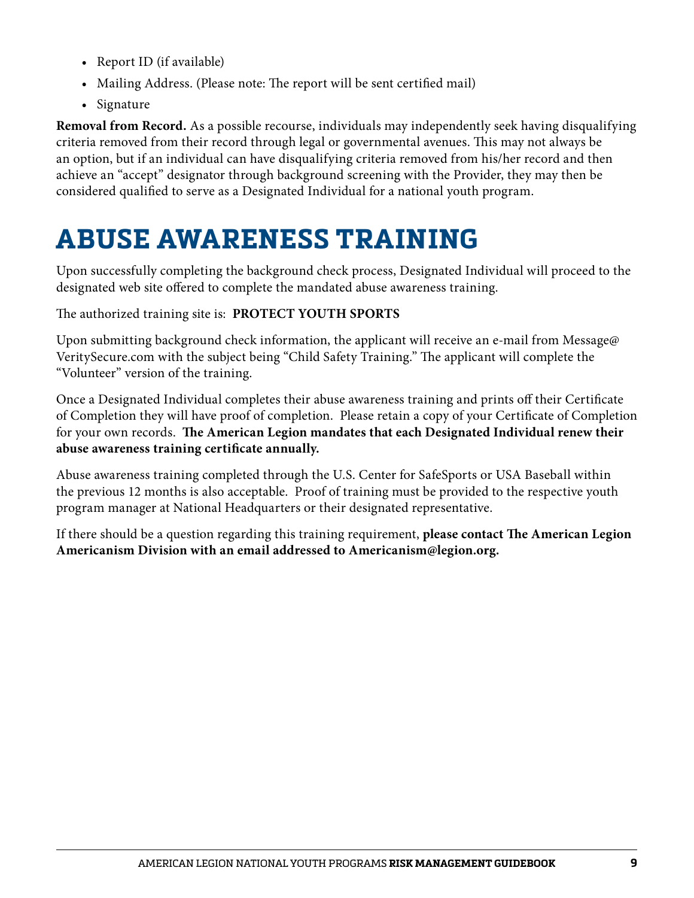- Report ID (if available)
- Mailing Address. (Please note: The report will be sent certified mail)
- Signature

**Removal from Record.** As a possible recourse, individuals may independently seek having disqualifying criteria removed from their record through legal or governmental avenues. This may not always be an option, but if an individual can have disqualifying criteria removed from his/her record and then achieve an "accept" designator through background screening with the Provider, they may then be considered qualified to serve as a Designated Individual for a national youth program.

# ABUSE AWARENESS TRAINING

Upon successfully completing the background check process, Designated Individual will proceed to the designated web site offered to complete the mandated abuse awareness training.

The authorized training site is: **PROTECT YOUTH SPORTS**

Upon submitting background check information, the applicant will receive an e-mail from Message@VeritySecure.com with the subject being "Child Safety Training." The applicant will complete the "Volunteer" version of the training.

Once a Designated Individual completes their abuse awareness training and prints off their Certificate of Completion they will have proof of completion. Please retain a copy of your Certificate of Completion for your own records. **The American Legion mandates that each Designated Individual renew their abuse awareness training certificate annually.**

Abuse awareness training completed through the U.S. Center for SafeSports or USA Baseball within the previous 12 months is also acceptable. Proof of training must be provided to the respective youth program manager at National Headquarters or their designated representative.

If there should be a question regarding this training requirement, **please contact The American Legion Americanism Division with an email addressed to Americanism@legion.org.**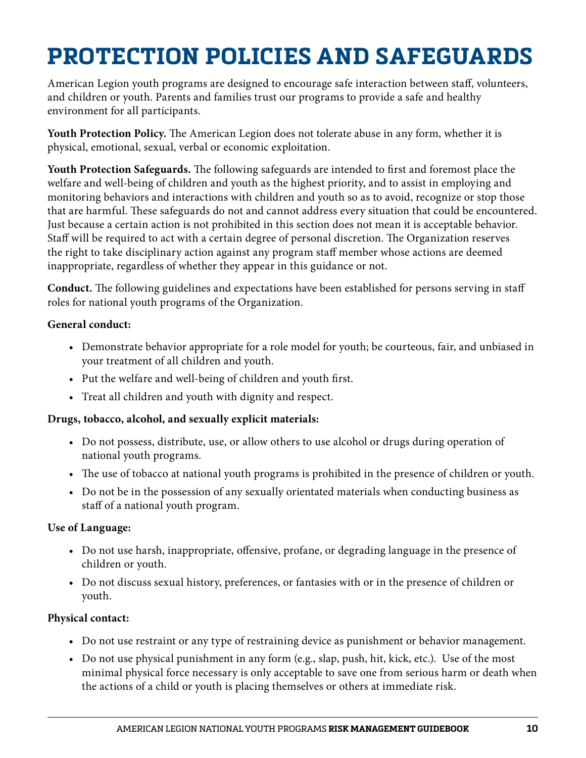# PROTECTION POLICIES AND SAFEGUARDS

American Legion youth programs are designed to encourage safe interaction between staff, volunteers, and children or youth. Parents and families trust our programs to provide a safe and healthy environment for all participants.

**Youth Protection Policy.** The American Legion does not tolerate abuse in any form, whether it is physical, emotional, sexual, verbal or economic exploitation.

**Youth Protection Safeguards.** The following safeguards are intended to first and foremost place the welfare and well-being of children and youth as the highest priority, and to assist in employing and monitoring behaviors and interactions with children and youth so as to avoid, recognize or stop those that are harmful. These safeguards do not and cannot address every situation that could be encountered. Just because a certain action is not prohibited in this section does not mean it is acceptable behavior. Staff will be required to act with a certain degree of personal discretion. The Organization reserves the right to take disciplinary action against any program staff member whose actions are deemed inappropriate, regardless of whether they appear in this guidance or not.

**Conduct.** The following guidelines and expectations have been established for persons serving in staff roles for national youth programs of the Organization.

**General conduct:**

- Demonstrate behavior appropriate for a role model for youth; be courteous, fair, and unbiased in your treatment of all children and youth.
- Put the welfare and well-being of children and youth first.
- Treat all children and youth with dignity and respect.

**Drugs, tobacco, alcohol, and sexually explicit materials:**

- Do not possess, distribute, use, or allow others to use alcohol or drugs during operation of national youth programs.
- The use of tobacco at national youth programs is prohibited in the presence of children or youth.
- Do not be in the possession of any sexually orientated materials when conducting business as staff of a national youth program.

**Use of Language:**

- Do not use harsh, inappropriate, offensive, profane, or degrading language in the presence of children or youth.
- Do not discuss sexual history, preferences, or fantasies with or in the presence of children or youth.

**Physical contact:**

- Do not use restraint or any type of restraining device as punishment or behavior management.
- Do not use physical punishment in any form (e.g., slap, push, hit, kick, etc.). Use of the most minimal physical force necessary is only acceptable to save one from serious harm or death when the actions of a child or youth is placing themselves or others at immediate risk.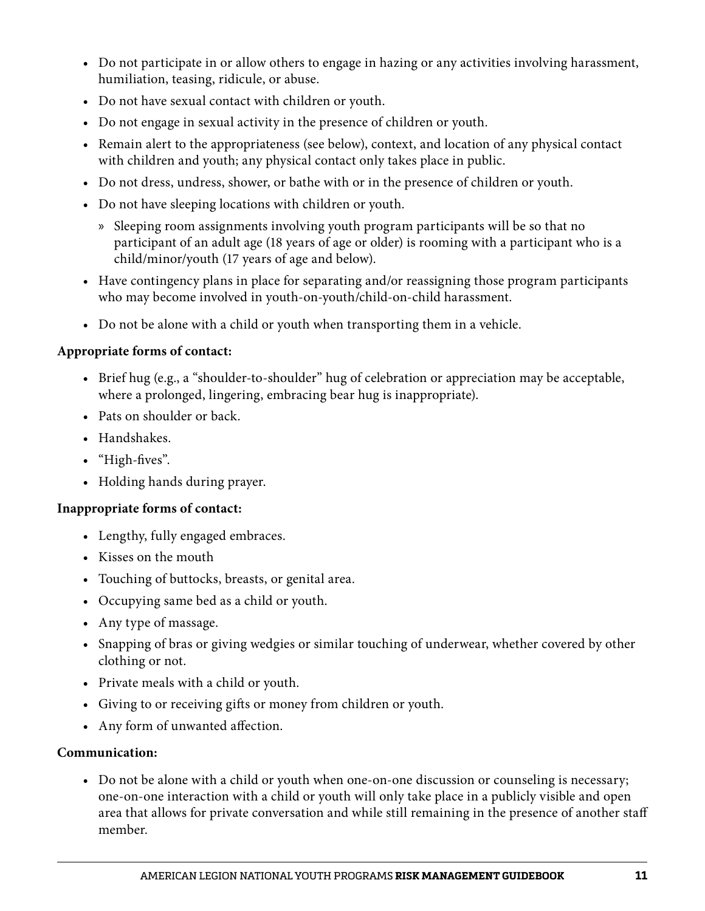- Do not participate in or allow others to engage in hazing or any activities involving harassment, humiliation, teasing, ridicule, or abuse.
- Do not have sexual contact with children or youth.
- Do not engage in sexual activity in the presence of children or youth.
- Remain alert to the appropriateness (see below), context, and location of any physical contact with children and youth; any physical contact only takes place in public.
- Do not dress, undress, shower, or bathe with or in the presence of children or youth.
- Do not have sleeping locations with children or youth.
  - Sleeping room assignments involving youth program participants will be so that no participant of an adult age (18 years of age or older) is rooming with a participant who is a child/minor/youth (17 years of age and below).
- Have contingency plans in place for separating and/or reassigning those program participants who may become involved in youth-on-youth/child-on-child harassment.
- Do not be alone with a child or youth when transporting them in a vehicle.

**Appropriate forms of contact:**

- Brief hug (e.g., a "shoulder-to-shoulder" hug of celebration or appreciation may be acceptable, where a prolonged, lingering, embracing bear hug is inappropriate).
- Pats on shoulder or back.
- Handshakes.
- "High-fives".
- Holding hands during prayer.

**Inappropriate forms of contact:**

- Lengthy, fully engaged embraces.
- Kisses on the mouth
- Touching of buttocks, breasts, or genital area.
- Occupying same bed as a child or youth.
- Any type of massage.
- Snapping of bras or giving wedgies or similar touching of underwear, whether covered by other clothing or not.
- Private meals with a child or youth.
- Giving to or receiving gifts or money from children or youth.
- Any form of unwanted affection.

**Communication:**

- Do not be alone with a child or youth when one-on-one discussion or counseling is necessary; one-on-one interaction with a child or youth will only take place in a publicly visible and open area that allows for private conversation and while still remaining in the presence of another staff member.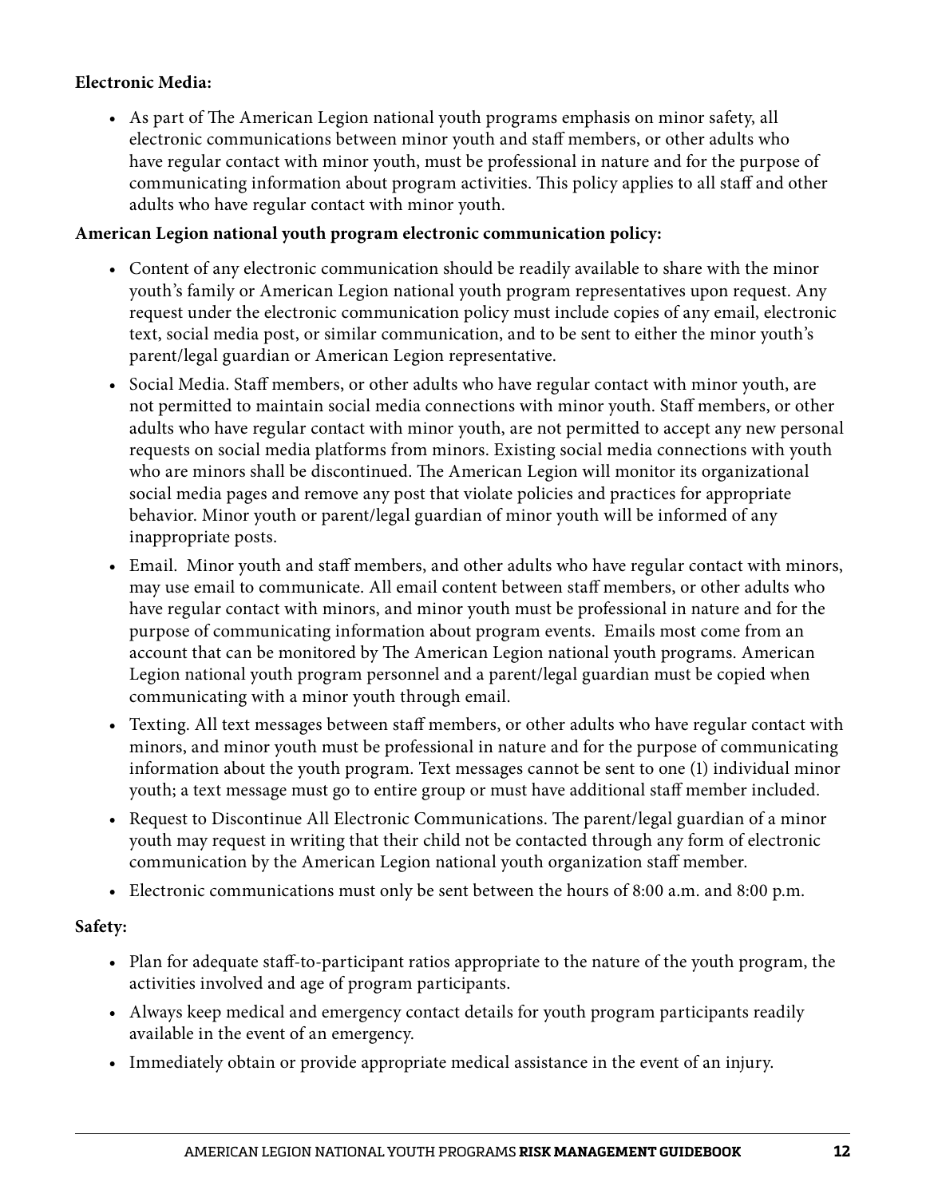**Electronic Media:**

- As part of The American Legion national youth programs emphasis on minor safety, all electronic communications between minor youth and staff members, or other adults who have regular contact with minor youth, must be professional in nature and for the purpose of communicating information about program activities. This policy applies to all staff and other adults who have regular contact with minor youth.

**American Legion national youth program electronic communication policy:**

- Content of any electronic communication should be readily available to share with the minor youth's family or American Legion national youth program representatives upon request. Any request under the electronic communication policy must include copies of any email, electronic text, social media post, or similar communication, and to be sent to either the minor youth's parent/legal guardian or American Legion representative.
- Social Media. Staff members, or other adults who have regular contact with minor youth, are not permitted to maintain social media connections with minor youth. Staff members, or other adults who have regular contact with minor youth, are not permitted to accept any new personal requests on social media platforms from minors. Existing social media connections with youth who are minors shall be discontinued. The American Legion will monitor its organizational social media pages and remove any post that violate policies and practices for appropriate behavior. Minor youth or parent/legal guardian of minor youth will be informed of any inappropriate posts.
- Email. Minor youth and staff members, and other adults who have regular contact with minors, may use email to communicate. All email content between staff members, or other adults who have regular contact with minors, and minor youth must be professional in nature and for the purpose of communicating information about program events. Emails most come from an account that can be monitored by The American Legion national youth programs. American Legion national youth program personnel and a parent/legal guardian must be copied when communicating with a minor youth through email.
- Texting. All text messages between staff members, or other adults who have regular contact with minors, and minor youth must be professional in nature and for the purpose of communicating information about the youth program. Text messages cannot be sent to one (1) individual minor youth; a text message must go to entire group or must have additional staff member included.
- Request to Discontinue All Electronic Communications. The parent/legal guardian of a minor youth may request in writing that their child not be contacted through any form of electronic communication by the American Legion national youth organization staff member.
- Electronic communications must only be sent between the hours of 8:00 a.m. and 8:00 p.m.

**Safety:**

- Plan for adequate staff-to-participant ratios appropriate to the nature of the youth program, the activities involved and age of program participants.
- Always keep medical and emergency contact details for youth program participants readily available in the event of an emergency.
- Immediately obtain or provide appropriate medical assistance in the event of an injury.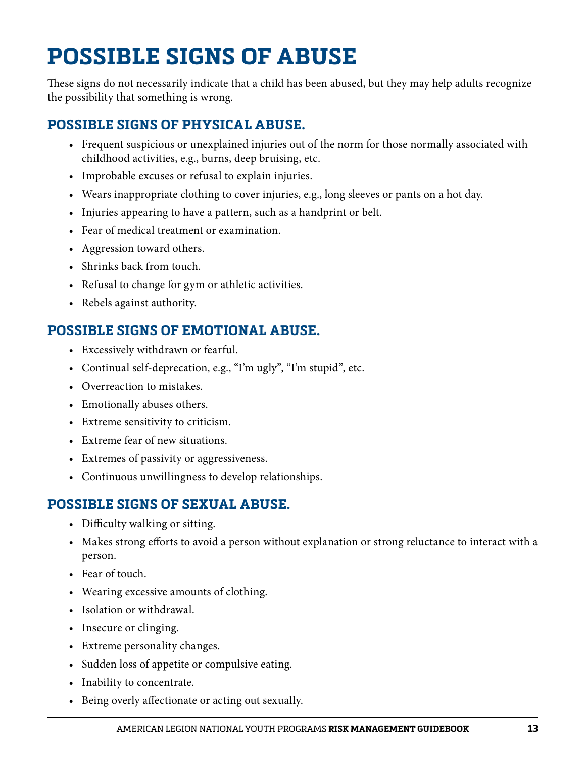# POSSIBLE SIGNS OF ABUSE

These signs do not necessarily indicate that a child has been abused, but they may help adults recognize the possibility that something is wrong.

## POSSIBLE SIGNS OF PHYSICAL ABUSE.

- Frequent suspicious or unexplained injuries out of the norm for those normally associated with childhood activities, e.g., burns, deep bruising, etc.
- Improbable excuses or refusal to explain injuries.
- Wears inappropriate clothing to cover injuries, e.g., long sleeves or pants on a hot day.
- Injuries appearing to have a pattern, such as a handprint or belt.
- Fear of medical treatment or examination.
- Aggression toward others.
- Shrinks back from touch.
- Refusal to change for gym or athletic activities.
- Rebels against authority.

## POSSIBLE SIGNS OF EMOTIONAL ABUSE.

- Excessively withdrawn or fearful.
- Continual self-deprecation, e.g., "I'm ugly", "I'm stupid", etc.
- Overreaction to mistakes.
- Emotionally abuses others.
- Extreme sensitivity to criticism.
- Extreme fear of new situations.
- Extremes of passivity or aggressiveness.
- Continuous unwillingness to develop relationships.

## POSSIBLE SIGNS OF SEXUAL ABUSE.

- Difficulty walking or sitting.
- Makes strong efforts to avoid a person without explanation or strong reluctance to interact with a person.
- Fear of touch.
- Wearing excessive amounts of clothing.
- Isolation or withdrawal.
- Insecure or clinging.
- Extreme personality changes.
- Sudden loss of appetite or compulsive eating.
- Inability to concentrate.
- Being overly affectionate or acting out sexually.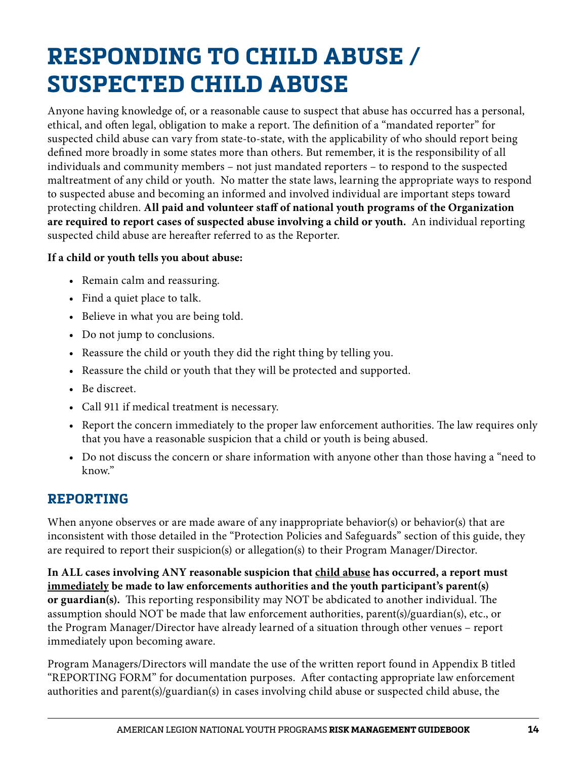# RESPONDING TO CHILD ABUSE / SUSPECTED CHILD ABUSE

Anyone having knowledge of, or a reasonable cause to suspect that abuse has occurred has a personal, ethical, and often legal, obligation to make a report. The definition of a "mandated reporter" for suspected child abuse can vary from state-to-state, with the applicability of who should report being defined more broadly in some states more than others. But remember, it is the responsibility of all individuals and community members – not just mandated reporters – to respond to the suspected maltreatment of any child or youth. No matter the state laws, learning the appropriate ways to respond to suspected abuse and becoming an informed and involved individual are important steps toward protecting children. **All paid and volunteer staff of national youth programs of the Organization are required to report cases of suspected abuse involving a child or youth.** An individual reporting suspected child abuse are hereafter referred to as the Reporter.

**If a child or youth tells you about abuse:**

- Remain calm and reassuring.
- Find a quiet place to talk.
- Believe in what you are being told.
- Do not jump to conclusions.
- Reassure the child or youth they did the right thing by telling you.
- Reassure the child or youth that they will be protected and supported.
- Be discreet.
- Call 911 if medical treatment is necessary.
- Report the concern immediately to the proper law enforcement authorities. The law requires only that you have a reasonable suspicion that a child or youth is being abused.
- Do not discuss the concern or share information with anyone other than those having a "need to know."

## REPORTING

When anyone observes or are made aware of any inappropriate behavior(s) or behavior(s) that are inconsistent with those detailed in the "Protection Policies and Safeguards" section of this guide, they are required to report their suspicion(s) or allegation(s) to their Program Manager/Director.

**In ALL cases involving ANY reasonable suspicion that <u>child abuse</u> has occurred, a report must <u>immediately</u> be made to law enforcements authorities and the youth participant's parent(s) or guardian(s).** This reporting responsibility may NOT be abdicated to another individual. The assumption should NOT be made that law enforcement authorities, parent(s)/guardian(s), etc., or the Program Manager/Director have already learned of a situation through other venues – report immediately upon becoming aware.

Program Managers/Directors will mandate the use of the written report found in Appendix B titled "REPORTING FORM" for documentation purposes. After contacting appropriate law enforcement authorities and parent(s)/guardian(s) in cases involving child abuse or suspected child abuse, the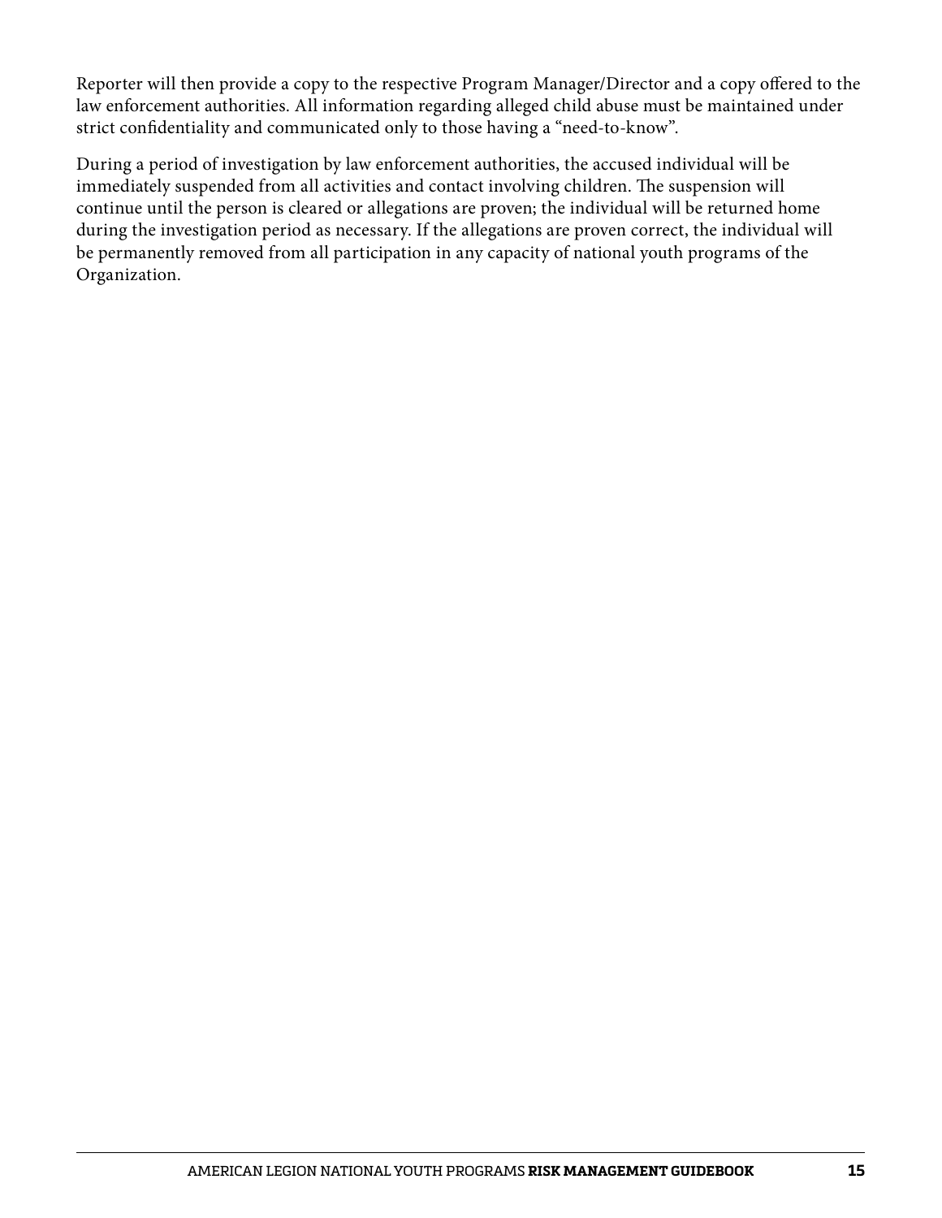Reporter will then provide a copy to the respective Program Manager/Director and a copy offered to the law enforcement authorities. All information regarding alleged child abuse must be maintained under strict confidentiality and communicated only to those having a "need-to-know".

During a period of investigation by law enforcement authorities, the accused individual will be immediately suspended from all activities and contact involving children. The suspension will continue until the person is cleared or allegations are proven; the individual will be returned home during the investigation period as necessary. If the allegations are proven correct, the individual will be permanently removed from all participation in any capacity of national youth programs of the Organization.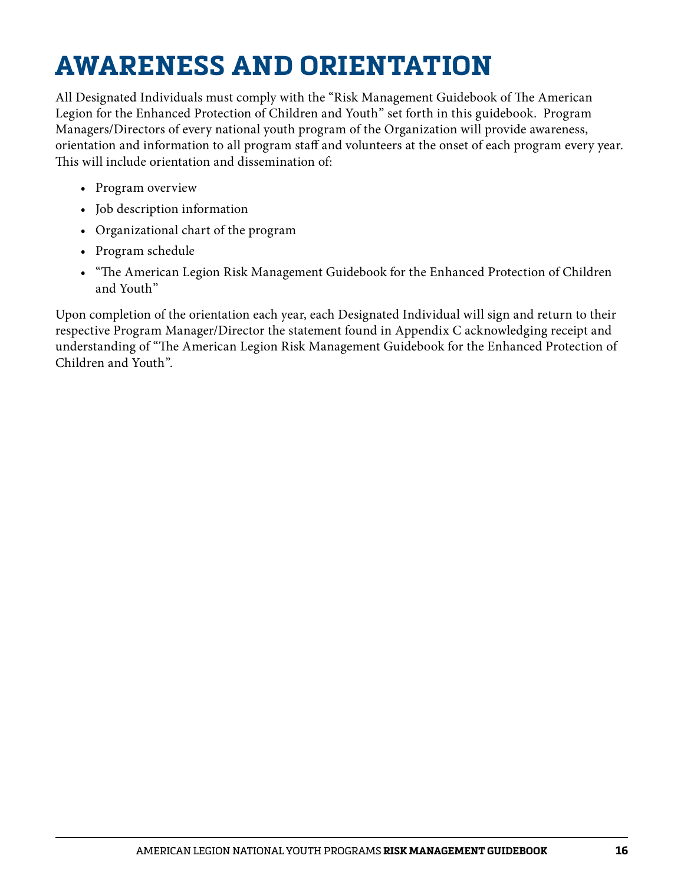# AWARENESS AND ORIENTATION

All Designated Individuals must comply with the "Risk Management Guidebook of The American Legion for the Enhanced Protection of Children and Youth" set forth in this guidebook. Program Managers/Directors of every national youth program of the Organization will provide awareness, orientation and information to all program staff and volunteers at the onset of each program every year. This will include orientation and dissemination of:

- Program overview
- Job description information
- Organizational chart of the program
- Program schedule
- "The American Legion Risk Management Guidebook for the Enhanced Protection of Children and Youth"

Upon completion of the orientation each year, each Designated Individual will sign and return to their respective Program Manager/Director the statement found in Appendix C acknowledging receipt and understanding of "The American Legion Risk Management Guidebook for the Enhanced Protection of Children and Youth".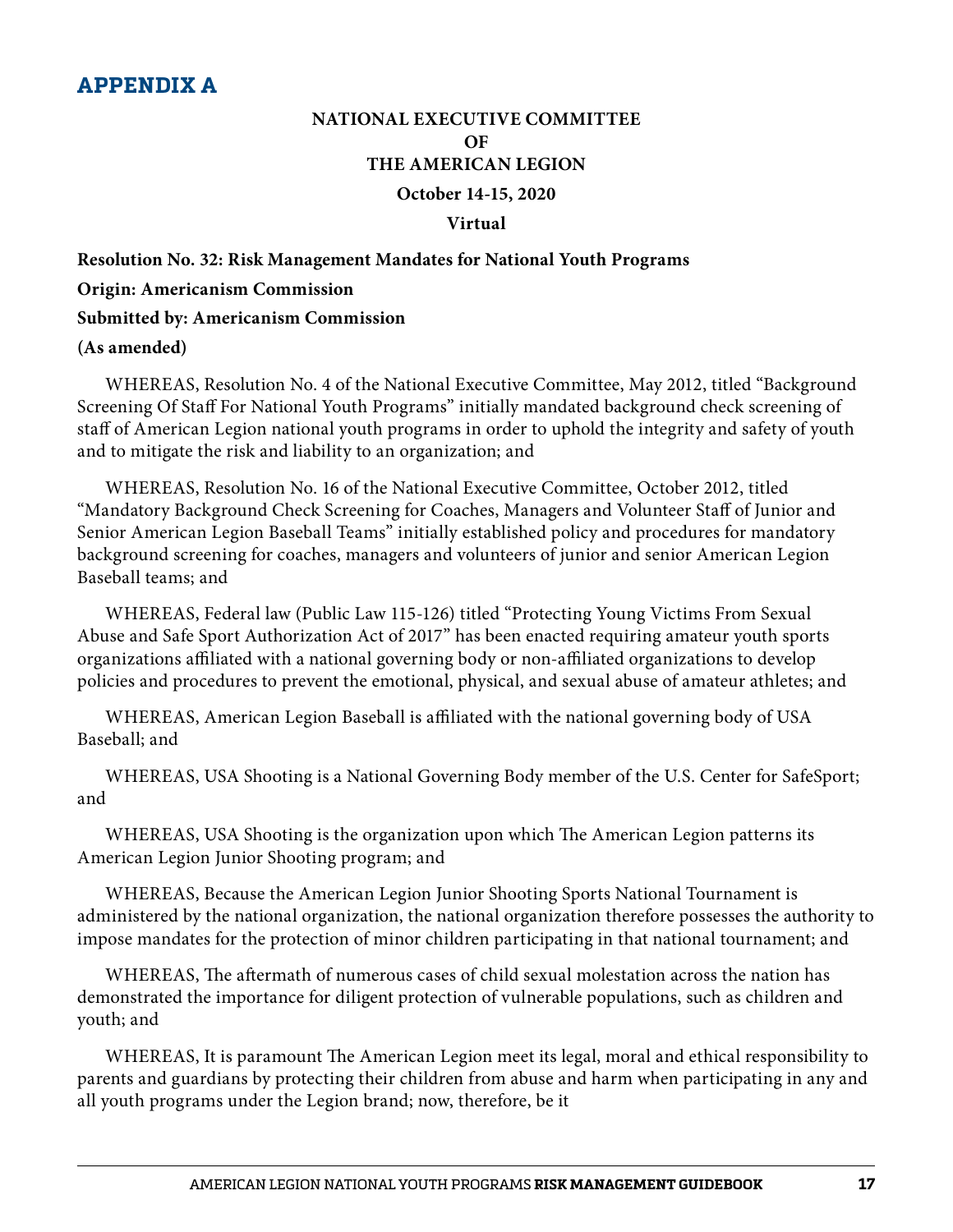## APPENDIX A

**NATIONAL EXECUTIVE COMMITTEE**
**OF**
**THE AMERICAN LEGION**
**October 14-15, 2020**
**Virtual**

**Resolution No. 32: Risk Management Mandates for National Youth Programs**

**Origin: Americanism Commission**

**Submitted by: Americanism Commission**

**(As amended)**

WHEREAS, Resolution No. 4 of the National Executive Committee, May 2012, titled "Background Screening Of Staff For National Youth Programs" initially mandated background check screening of staff of American Legion national youth programs in order to uphold the integrity and safety of youth and to mitigate the risk and liability to an organization; and

WHEREAS, Resolution No. 16 of the National Executive Committee, October 2012, titled "Mandatory Background Check Screening for Coaches, Managers and Volunteer Staff of Junior and Senior American Legion Baseball Teams" initially established policy and procedures for mandatory background screening for coaches, managers and volunteers of junior and senior American Legion Baseball teams; and

WHEREAS, Federal law (Public Law 115-126) titled "Protecting Young Victims From Sexual Abuse and Safe Sport Authorization Act of 2017" has been enacted requiring amateur youth sports organizations affiliated with a national governing body or non-affiliated organizations to develop policies and procedures to prevent the emotional, physical, and sexual abuse of amateur athletes; and

WHEREAS, American Legion Baseball is affiliated with the national governing body of USA Baseball; and

WHEREAS, USA Shooting is a National Governing Body member of the U.S. Center for SafeSport; and

WHEREAS, USA Shooting is the organization upon which The American Legion patterns its American Legion Junior Shooting program; and

WHEREAS, Because the American Legion Junior Shooting Sports National Tournament is administered by the national organization, the national organization therefore possesses the authority to impose mandates for the protection of minor children participating in that national tournament; and

WHEREAS, The aftermath of numerous cases of child sexual molestation across the nation has demonstrated the importance for diligent protection of vulnerable populations, such as children and youth; and

WHEREAS, It is paramount The American Legion meet its legal, moral and ethical responsibility to parents and guardians by protecting their children from abuse and harm when participating in any and all youth programs under the Legion brand; now, therefore, be it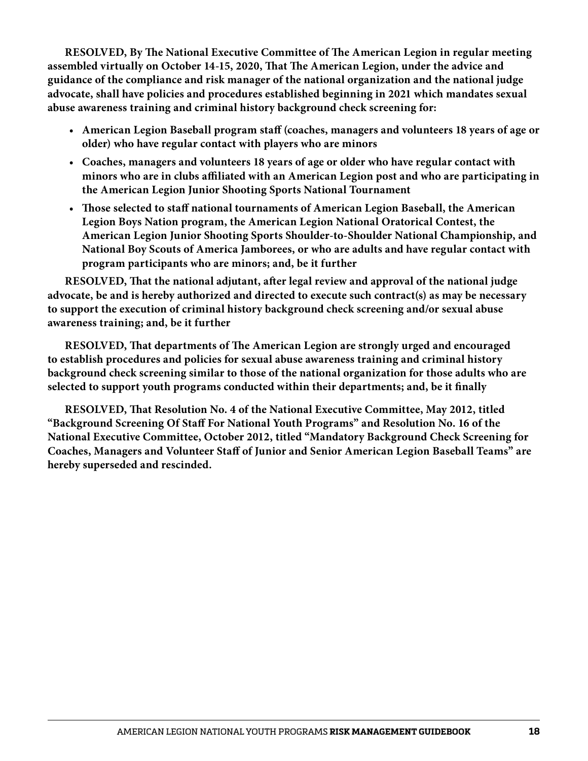**RESOLVED, By The National Executive Committee of The American Legion in regular meeting assembled virtually on October 14-15, 2020, That The American Legion, under the advice and guidance of the compliance and risk manager of the national organization and the national judge advocate, shall have policies and procedures established beginning in 2021 which mandates sexual abuse awareness training and criminal history background check screening for:**

- **American Legion Baseball program staff (coaches, managers and volunteers 18 years of age or older) who have regular contact with players who are minors**
- **Coaches, managers and volunteers 18 years of age or older who have regular contact with minors who are in clubs affiliated with an American Legion post and who are participating in the American Legion Junior Shooting Sports National Tournament**
- **Those selected to staff national tournaments of American Legion Baseball, the American Legion Boys Nation program, the American Legion National Oratorical Contest, the American Legion Junior Shooting Sports Shoulder-to-Shoulder National Championship, and National Boy Scouts of America Jamborees, or who are adults and have regular contact with program participants who are minors; and, be it further**

**RESOLVED, That the national adjutant, after legal review and approval of the national judge advocate, be and is hereby authorized and directed to execute such contract(s) as may be necessary to support the execution of criminal history background check screening and/or sexual abuse awareness training; and, be it further**

**RESOLVED, That departments of The American Legion are strongly urged and encouraged to establish procedures and policies for sexual abuse awareness training and criminal history background check screening similar to those of the national organization for those adults who are selected to support youth programs conducted within their departments; and, be it finally**

**RESOLVED, That Resolution No. 4 of the National Executive Committee, May 2012, titled "Background Screening Of Staff For National Youth Programs" and Resolution No. 16 of the National Executive Committee, October 2012, titled "Mandatory Background Check Screening for Coaches, Managers and Volunteer Staff of Junior and Senior American Legion Baseball Teams" are hereby superseded and rescinded.**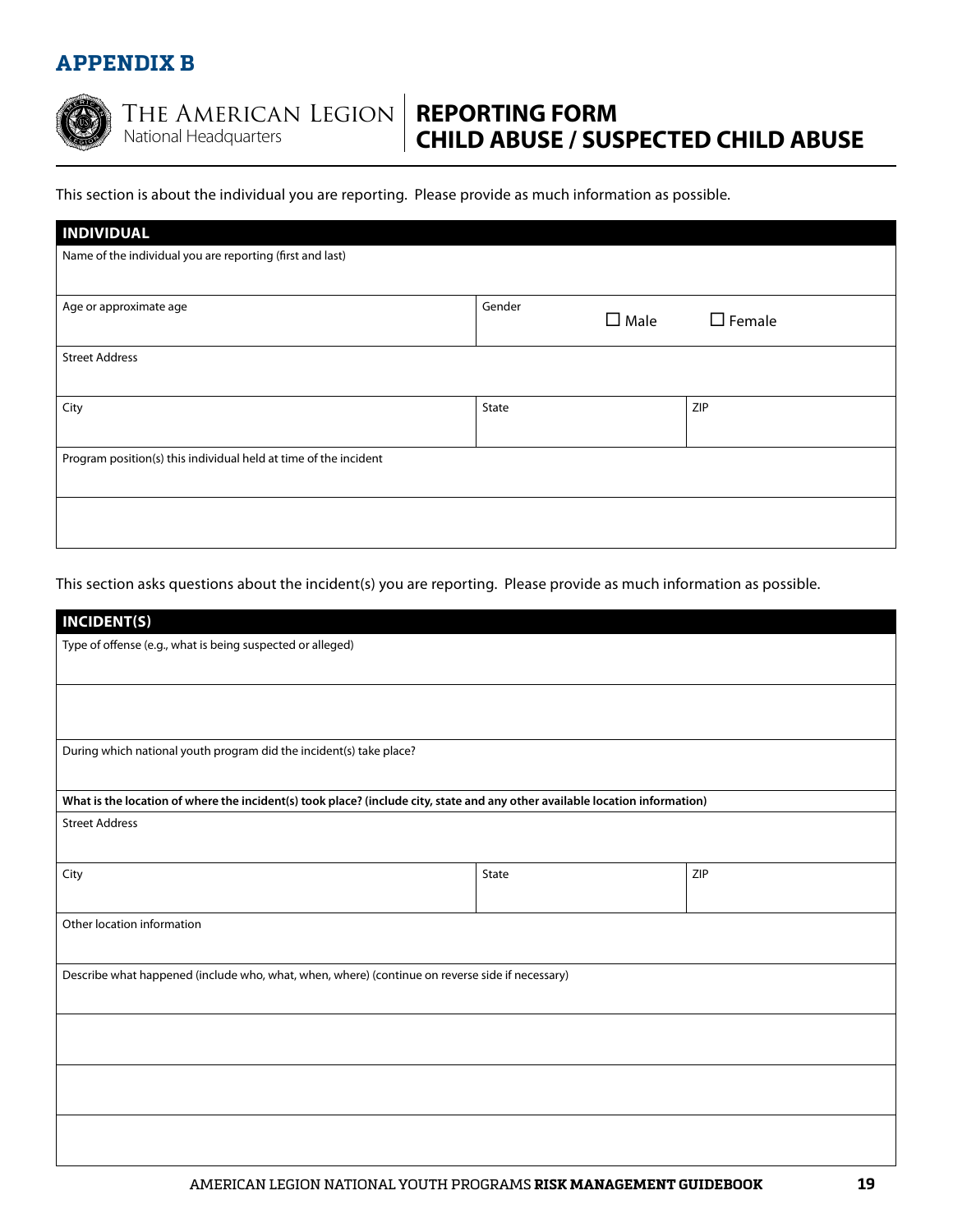# APPENDIX B

THE AMERICAN LEGION
National Headquarters

## REPORTING FORM
## CHILD ABUSE / SUSPECTED CHILD ABUSE

This section is about the individual you are reporting. Please provide as much information as possible.

| **INDIVIDUAL** | | |
|---|---|---|
| Name of the individual you are reporting (first and last) | | |
| Age or approximate age | Gender ☐ Male ☐ Female | |
| Street Address | | |
| City | State | ZIP |
| Program position(s) this individual held at time of the incident | | |
| | | |

This section asks questions about the incident(s) you are reporting. Please provide as much information as possible.

| **INCIDENT(S)** | | |
|---|---|---|
| Type of offense (e.g., what is being suspected or alleged) | | |
| | | |
| During which national youth program did the incident(s) take place? | | |
| **What is the location of where the incident(s) took place? (include city, state and any other available location information)** | | |
| Street Address | | |
| City | State | ZIP |
| Other location information | | |
| Describe what happened (include who, what, when, where) (continue on reverse side if necessary) | | |
| | | |
| | | |
| | | |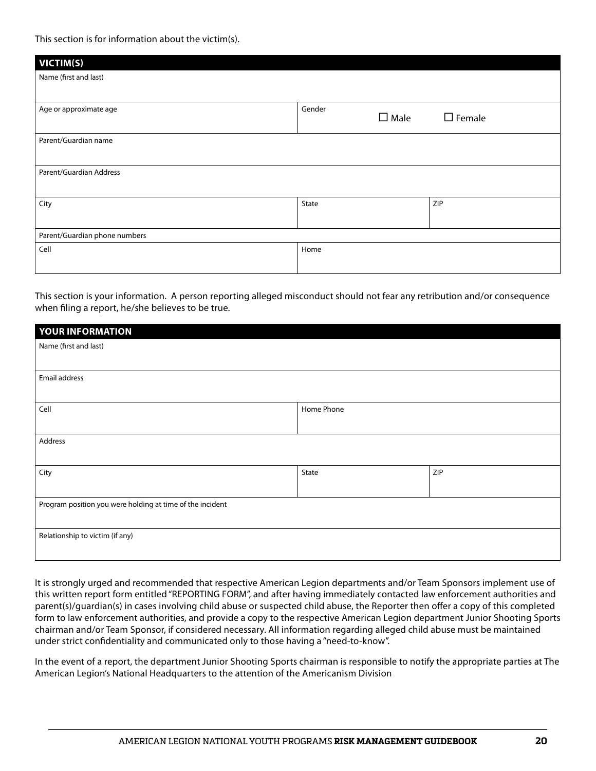This section is for information about the victim(s).

| VICTIM(S) | | |
|---|---|---|
| Name (first and last) | | |
| Age or approximate age | Gender ☐ Male ☐ Female | |
| Parent/Guardian name | | |
| Parent/Guardian Address | | |
| City | State | ZIP |
| Parent/Guardian phone numbers | | |
| Cell | Home | |

This section is your information. A person reporting alleged misconduct should not fear any retribution and/or consequence when filing a report, he/she believes to be true.

| YOUR INFORMATION | | |
|---|---|---|
| Name (first and last) | | |
| Email address | | |
| Cell | Home Phone | |
| Address | | |
| City | State | ZIP |
| Program position you were holding at time of the incident | | |
| Relationship to victim (if any) | | |

It is strongly urged and recommended that respective American Legion departments and/or Team Sponsors implement use of this written report form entitled "REPORTING FORM", and after having immediately contacted law enforcement authorities and parent(s)/guardian(s) in cases involving child abuse or suspected child abuse, the Reporter then offer a copy of this completed form to law enforcement authorities, and provide a copy to the respective American Legion department Junior Shooting Sports chairman and/or Team Sponsor, if considered necessary. All information regarding alleged child abuse must be maintained under strict confidentiality and communicated only to those having a "need-to-know".

In the event of a report, the department Junior Shooting Sports chairman is responsible to notify the appropriate parties at The American Legion's National Headquarters to the attention of the Americanism Division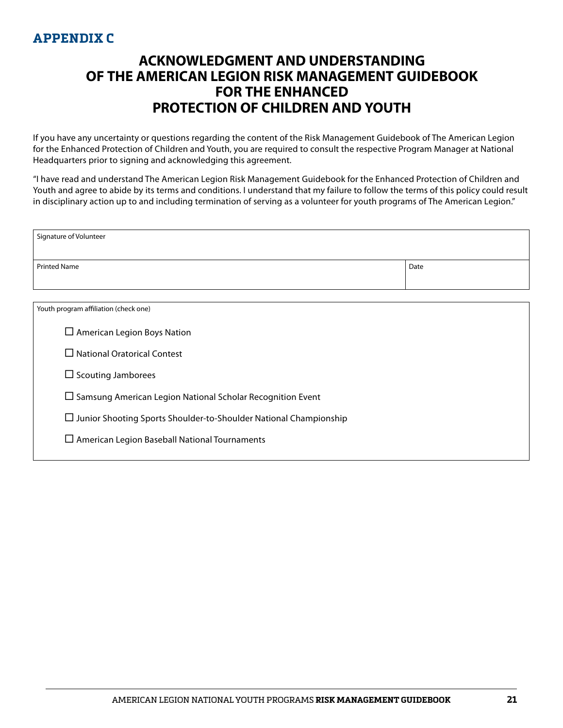## APPENDIX C

# ACKNOWLEDGMENT AND UNDERSTANDING OF THE AMERICAN LEGION RISK MANAGEMENT GUIDEBOOK FOR THE ENHANCED PROTECTION OF CHILDREN AND YOUTH

If you have any uncertainty or questions regarding the content of the Risk Management Guidebook of The American Legion for the Enhanced Protection of Children and Youth, you are required to consult the respective Program Manager at National Headquarters prior to signing and acknowledging this agreement.

"I have read and understand The American Legion Risk Management Guidebook for the Enhanced Protection of Children and Youth and agree to abide by its terms and conditions. I understand that my failure to follow the terms of this policy could result in disciplinary action up to and including termination of serving as a volunteer for youth programs of The American Legion."

| Signature of Volunteer | |
|---|---|
| Printed Name | Date |

Youth program affiliation (check one)

☐ American Legion Boys Nation

☐ National Oratorical Contest

☐ Scouting Jamborees

☐ Samsung American Legion National Scholar Recognition Event

☐ Junior Shooting Sports Shoulder-to-Shoulder National Championship

☐ American Legion Baseball National Tournaments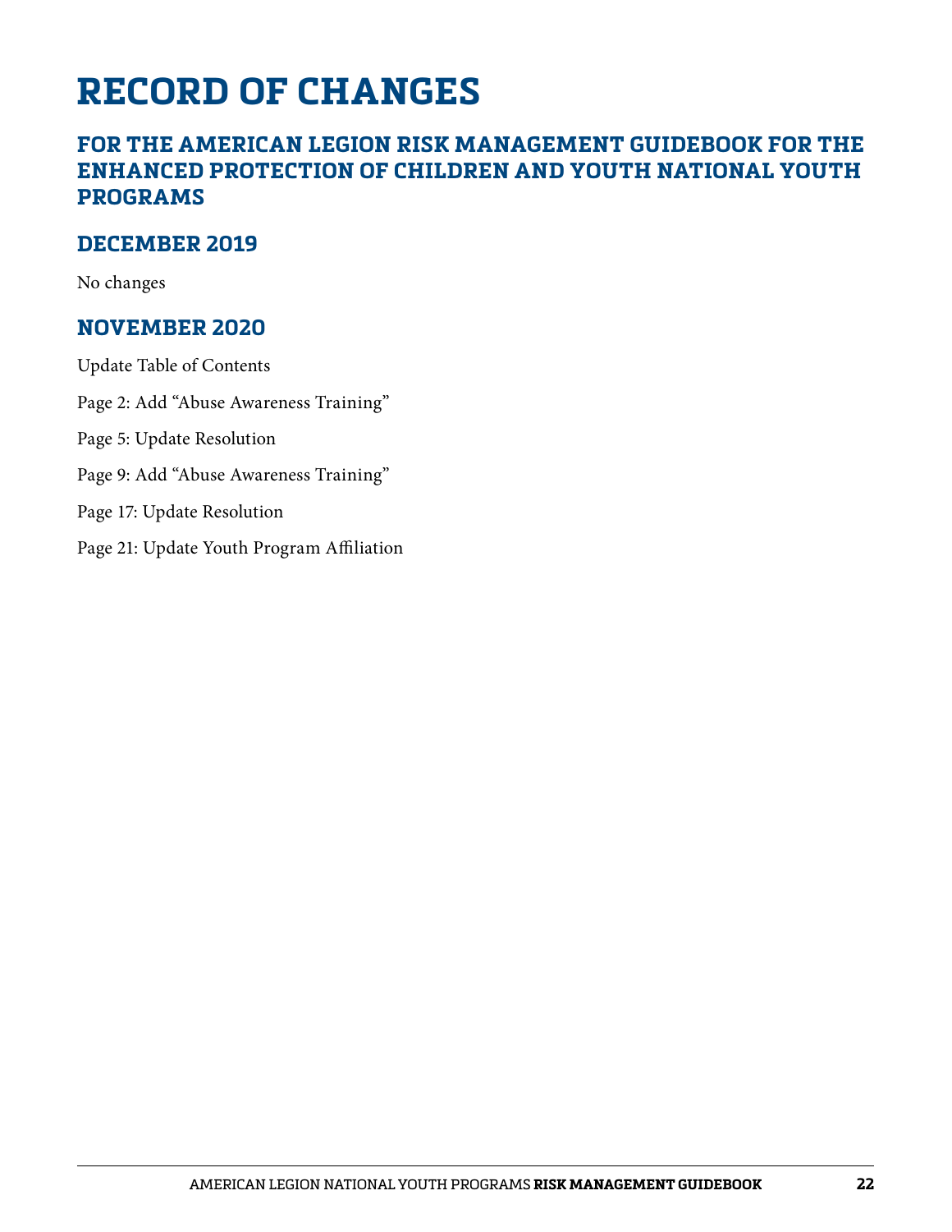# RECORD OF CHANGES

## FOR THE AMERICAN LEGION RISK MANAGEMENT GUIDEBOOK FOR THE ENHANCED PROTECTION OF CHILDREN AND YOUTH NATIONAL YOUTH PROGRAMS

### DECEMBER 2019

No changes

### NOVEMBER 2020

Update Table of Contents

Page 2: Add "Abuse Awareness Training"

Page 5: Update Resolution

Page 9: Add "Abuse Awareness Training"

Page 17: Update Resolution

Page 21: Update Youth Program Affiliation